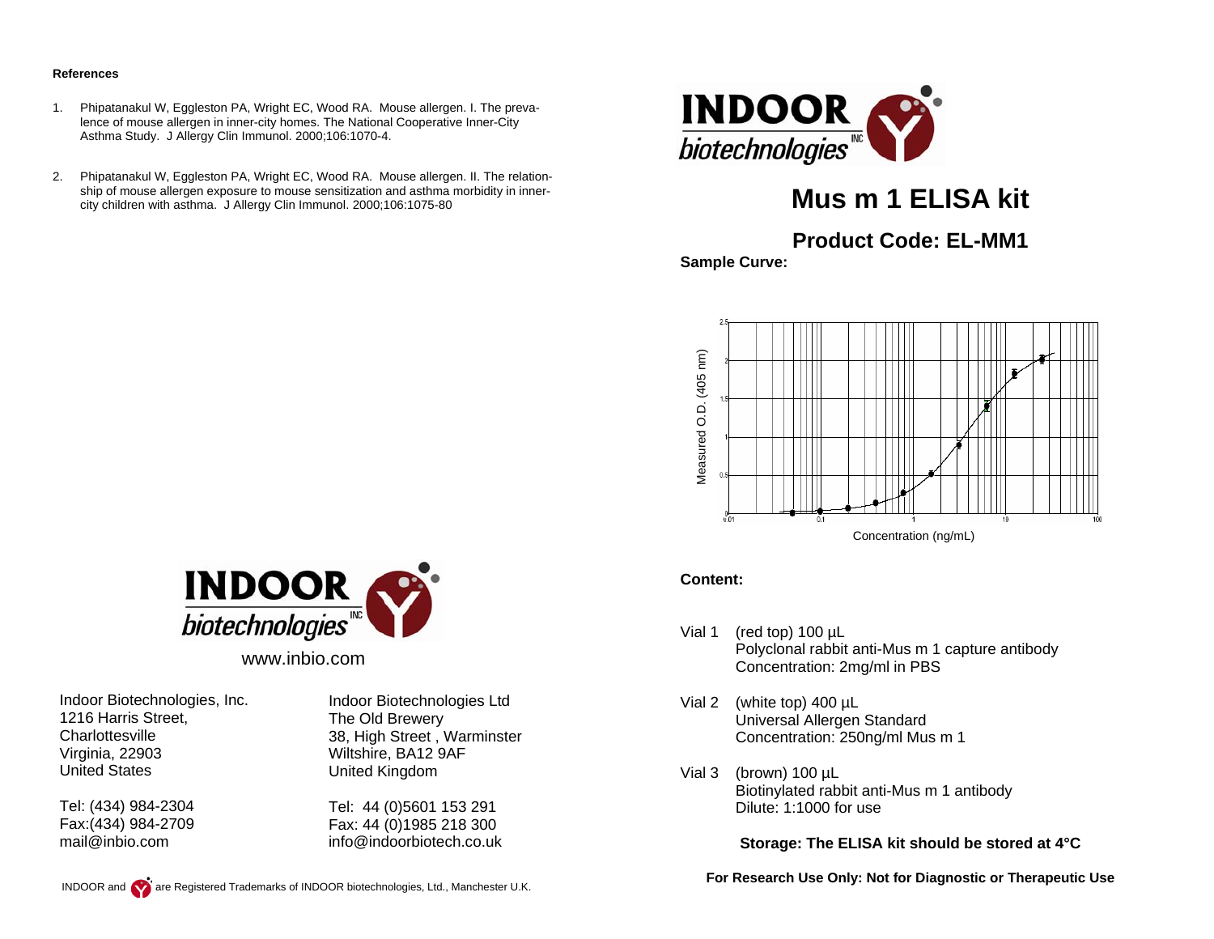### References

1. Phipatanakul W, Eggleston PA, Wright EC, Wood RA. Mouse allergen. I. The prevalence of mouse allergen in inner-city homes. The National Cooperative Inner-City Asthma Study. J Allergy Clin Immunol. 2000;106:1070-4.

2. Phipatanakul W, Eggleston PA, Wright EC, Wood RA. Mouse allergen. II. The relationship of mouse allergen exposure to mouse sensitization and asthma morbidity in inner-city children with asthma. J Allergy Clin Immunol. 2000;106:1075-80

INDOOR biotechnologies INC

www.inbio.com

Indoor Biotechnologies, Inc.
1216 Harris Street,
Charlottesville
Virginia, 22903
United States

Tel: (434) 984-2304
Fax:(434) 984-2709
mail@inbio.com

Indoor Biotechnologies Ltd
The Old Brewery
38, High Street , Warminster
Wiltshire, BA12 9AF
United Kingdom

Tel: 44 (0)5601 153 291
Fax: 44 (0)1985 218 300
info@indoorbiotech.co.uk

INDOOR and are Registered Trademarks of INDOOR biotechnologies, Ltd., Manchester U.K.

INDOOR biotechnologies INC

# Mus m 1 ELISA kit

## Product Code: EL-MM1

**Sample Curve:**

Measured O.D. (405 nm) vs Concentration (ng/mL)

**Content:**

Vial 1 (red top) 100 µL
Polyclonal rabbit anti-Mus m 1 capture antibody
Concentration: 2mg/ml in PBS

Vial 2 (white top) 400 µL
Universal Allergen Standard
Concentration: 250ng/ml Mus m 1

Vial 3 (brown) 100 µL
Biotinylated rabbit anti-Mus m 1 antibody
Dilute: 1:1000 for use

**Storage: The ELISA kit should be stored at 4°C**

**For Research Use Only: Not for Diagnostic or Therapeutic Use**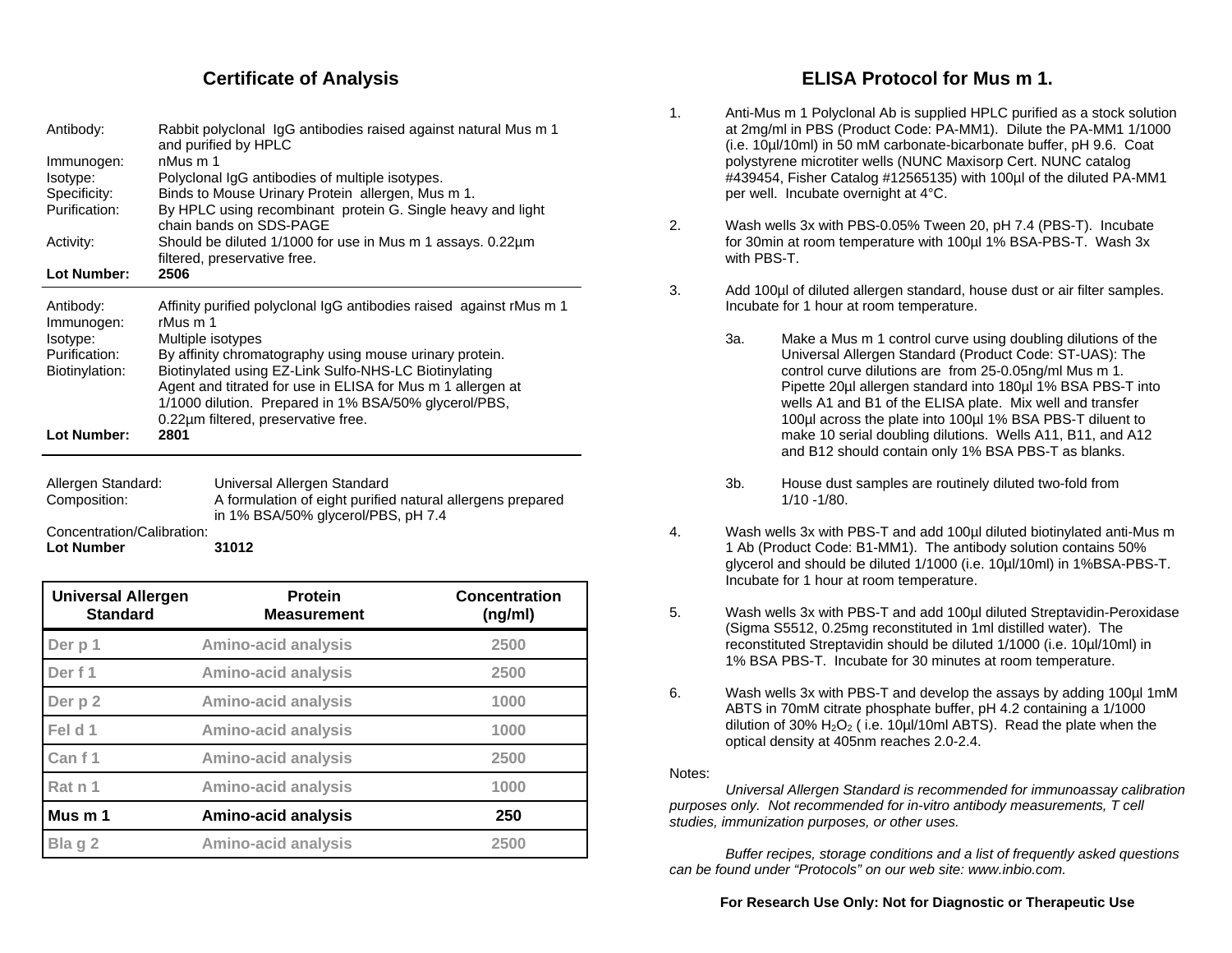## Certificate of Analysis

| | |
|---|---|
| Antibody: | Rabbit polyclonal IgG antibodies raised against natural Mus m 1 and purified by HPLC |
| Immunogen: | nMus m 1 |
| Isotype: | Polyclonal IgG antibodies of multiple isotypes. |
| Specificity: | Binds to Mouse Urinary Protein allergen, Mus m 1. |
| Purification: | By HPLC using recombinant protein G. Single heavy and light chain bands on SDS-PAGE |
| Activity: | Should be diluted 1/1000 for use in Mus m 1 assays. 0.22µm filtered, preservative free. |
| **Lot Number:** | **2506** |

| | |
|---|---|
| Antibody: | Affinity purified polyclonal IgG antibodies raised against rMus m 1 |
| Immunogen: | rMus m 1 |
| Isotype: | Multiple isotypes |
| Purification: | By affinity chromatography using mouse urinary protein. |
| Biotinylation: | Biotinylated using EZ-Link Sulfo-NHS-LC Biotinylating Agent and titrated for use in ELISA for Mus m 1 allergen at 1/1000 dilution. Prepared in 1% BSA/50% glycerol/PBS, 0.22µm filtered, preservative free. |
| **Lot Number:** | **2801** |

| | |
|---|---|
| Allergen Standard: | Universal Allergen Standard |
| Composition: | A formulation of eight purified natural allergens prepared in 1% BSA/50% glycerol/PBS, pH 7.4 |
| Concentration/Calibration: | |
| **Lot Number** | **31012** |

| Universal Allergen Standard | Protein Measurement | Concentration (ng/ml) |
|---|---|---|
| Der p 1 | Amino-acid analysis | 2500 |
| Der f 1 | Amino-acid analysis | 2500 |
| Der p 2 | Amino-acid analysis | 1000 |
| Fel d 1 | Amino-acid analysis | 1000 |
| Can f 1 | Amino-acid analysis | 2500 |
| Rat n 1 | Amino-acid analysis | 1000 |
| **Mus m 1** | **Amino-acid analysis** | **250** |
| Bla g 2 | Amino-acid analysis | 2500 |

## ELISA Protocol for Mus m 1.

1. Anti-Mus m 1 Polyclonal Ab is supplied HPLC purified as a stock solution at 2mg/ml in PBS (Product Code: PA-MM1). Dilute the PA-MM1 1/1000 (i.e. 10µl/10ml) in 50 mM carbonate-bicarbonate buffer, pH 9.6. Coat polystyrene microtiter wells (NUNC Maxisorp Cert. NUNC catalog #439454, Fisher Catalog #12565135) with 100µl of the diluted PA-MM1 per well. Incubate overnight at 4°C.

2. Wash wells 3x with PBS-0.05% Tween 20, pH 7.4 (PBS-T). Incubate for 30min at room temperature with 100µl 1% BSA-PBS-T. Wash 3x with PBS-T.

3. Add 100µl of diluted allergen standard, house dust or air filter samples. Incubate for 1 hour at room temperature.

   3a. Make a Mus m 1 control curve using doubling dilutions of the Universal Allergen Standard (Product Code: ST-UAS): The control curve dilutions are from 25-0.05ng/ml Mus m 1. Pipette 20µl allergen standard into 180µl 1% BSA PBS-T into wells A1 and B1 of the ELISA plate. Mix well and transfer 100µl across the plate into 100µl 1% BSA PBS-T diluent to make 10 serial doubling dilutions. Wells A11, B11, and A12 and B12 should contain only 1% BSA PBS-T as blanks.

   3b. House dust samples are routinely diluted two-fold from 1/10 -1/80.

4. Wash wells 3x with PBS-T and add 100µl diluted biotinylated anti-Mus m 1 Ab (Product Code: B1-MM1). The antibody solution contains 50% glycerol and should be diluted 1/1000 (i.e. 10µl/10ml) in 1%BSA-PBS-T. Incubate for 1 hour at room temperature.

5. Wash wells 3x with PBS-T and add 100µl diluted Streptavidin-Peroxidase (Sigma S5512, 0.25mg reconstituted in 1ml distilled water). The reconstituted Streptavidin should be diluted 1/1000 (i.e. 10µl/10ml) in 1% BSA PBS-T. Incubate for 30 minutes at room temperature.

6. Wash wells 3x with PBS-T and develop the assays by adding 100µl 1mM ABTS in 70mM citrate phosphate buffer, pH 4.2 containing a 1/1000 dilution of 30% $H_2O_2$ ( i.e. 10µl/10ml ABTS). Read the plate when the optical density at 405nm reaches 2.0-2.4.

Notes:

*Universal Allergen Standard is recommended for immunoassay calibration purposes only. Not recommended for in-vitro antibody measurements, T cell studies, immunization purposes, or other uses.*

*Buffer recipes, storage conditions and a list of frequently asked questions can be found under "Protocols" on our web site: www.inbio.com.*

**For Research Use Only: Not for Diagnostic or Therapeutic Use**